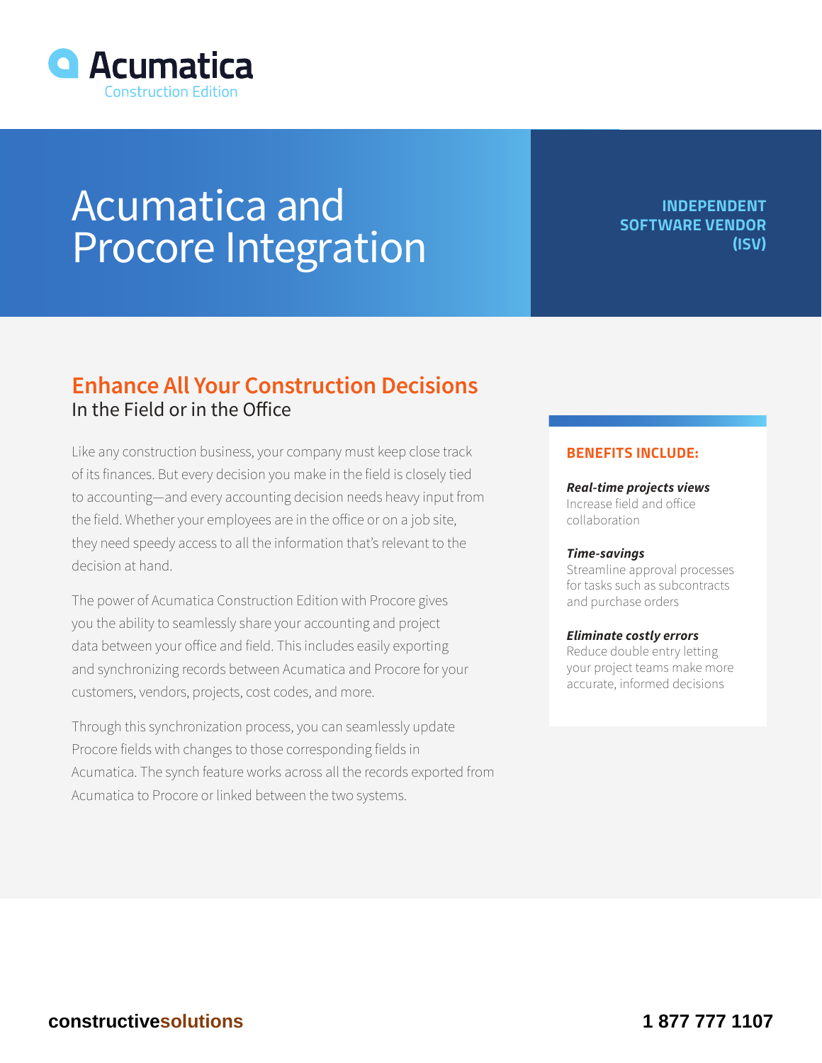Acumatica
Construction Edition

# Acumatica and Procore Integration

**INDEPENDENT SOFTWARE VENDOR (ISV)**

## Enhance All Your Construction Decisions

In the Field or in the Office

Like any construction business, your company must keep close track of its finances. But every decision you make in the field is closely tied to accounting—and every accounting decision needs heavy input from the field. Whether your employees are in the office or on a job site, they need speedy access to all the information that's relevant to the decision at hand.

The power of Acumatica Construction Edition with Procore gives you the ability to seamlessly share your accounting and project data between your office and field. This includes easily exporting and synchronizing records between Acumatica and Procore for your customers, vendors, projects, cost codes, and more.

Through this synchronization process, you can seamlessly update Procore fields with changes to those corresponding fields in Acumatica. The synch feature works across all the records exported from Acumatica to Procore or linked between the two systems.

### BENEFITS INCLUDE:

***Real-time projects views***
Increase field and office collaboration

***Time-savings***
Streamline approval processes for tasks such as subcontracts and purchase orders

***Eliminate costly errors***
Reduce double entry letting your project teams make more accurate, informed decisions

**constructivesolutions** **1 877 777 1107**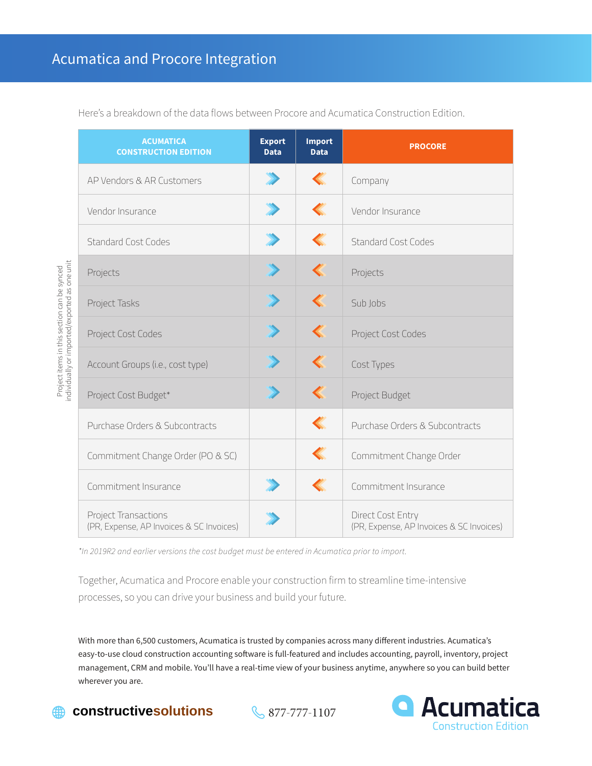# Acumatica and Procore Integration

Here's a breakdown of the data flows between Procore and Acumatica Construction Edition.

| ACUMATICA CONSTRUCTION EDITION | Export Data | Import Data | PROCORE |
|---|---|---|---|
| AP Vendors & AR Customers | » | « | Company |
| Vendor Insurance | » | « | Vendor Insurance |
| Standard Cost Codes | » | « | Standard Cost Codes |
| Projects | » | « | Projects |
| Project Tasks | » | « | Sub Jobs |
| Project Cost Codes | » | « | Project Cost Codes |
| Account Groups (i.e., cost type) | » | « | Cost Types |
| Project Cost Budget* | » | « | Project Budget |
| Purchase Orders & Subcontracts | | « | Purchase Orders & Subcontracts |
| Commitment Change Order (PO & SC) | | « | Commitment Change Order |
| Commitment Insurance | » | « | Commitment Insurance |
| Project Transactions (PR, Expense, AP Invoices & SC Invoices) | » | | Direct Cost Entry (PR, Expense, AP Invoices & SC Invoices) |

Project items in this section can be synced individually or imported/exported as one unit

*\*In 2019R2 and earlier versions the cost budget must be entered in Acumatica prior to import.*

Together, Acumatica and Procore enable your construction firm to streamline time-intensive processes, so you can drive your business and build your future.

With more than 6,500 customers, Acumatica is trusted by companies across many different industries. Acumatica's easy-to-use cloud construction accounting software is full-featured and includes accounting, payroll, inventory, project management, CRM and mobile. You'll have a real-time view of your business anytime, anywhere so you can build better wherever you are.

**constructivesolutions**

877-777-1107

Acumatica Construction Edition